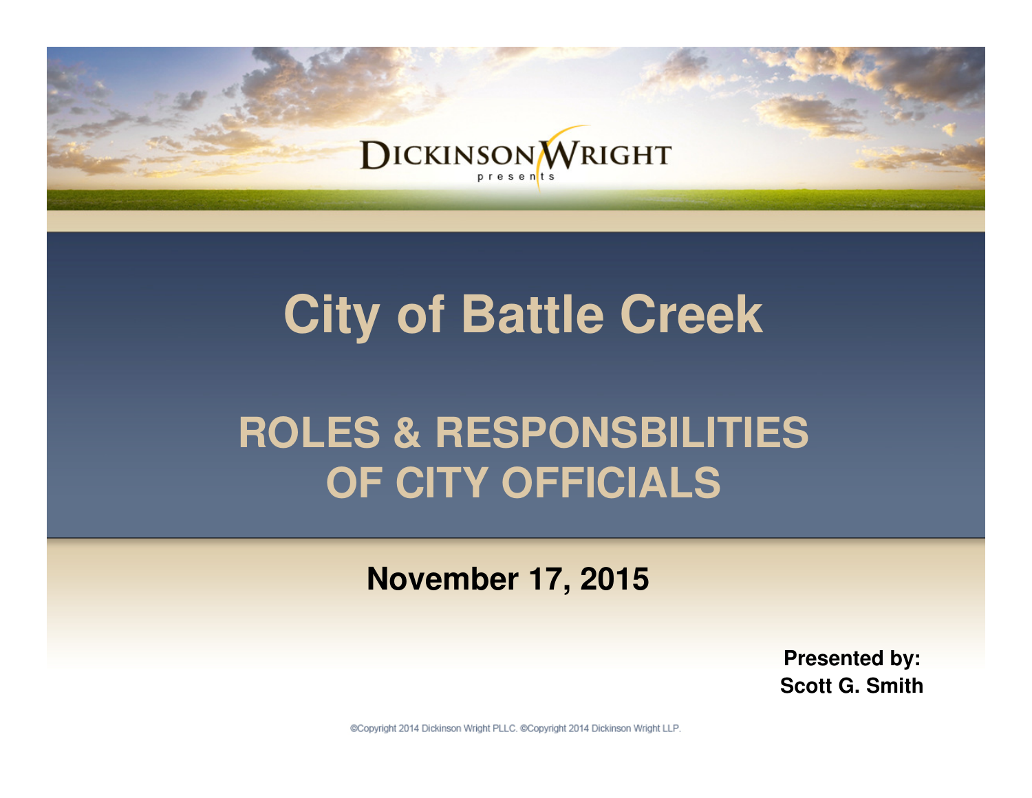DICKINSON WRIGHT presents

# City of Battle Creek

## ROLES & RESPONSBILITIES OF CITY OFFICIALS

**November 17, 2015**

**Presented by:**
**Scott G. Smith**

©Copyright 2014 Dickinson Wright PLLC. ©Copyright 2014 Dickinson Wright LLP.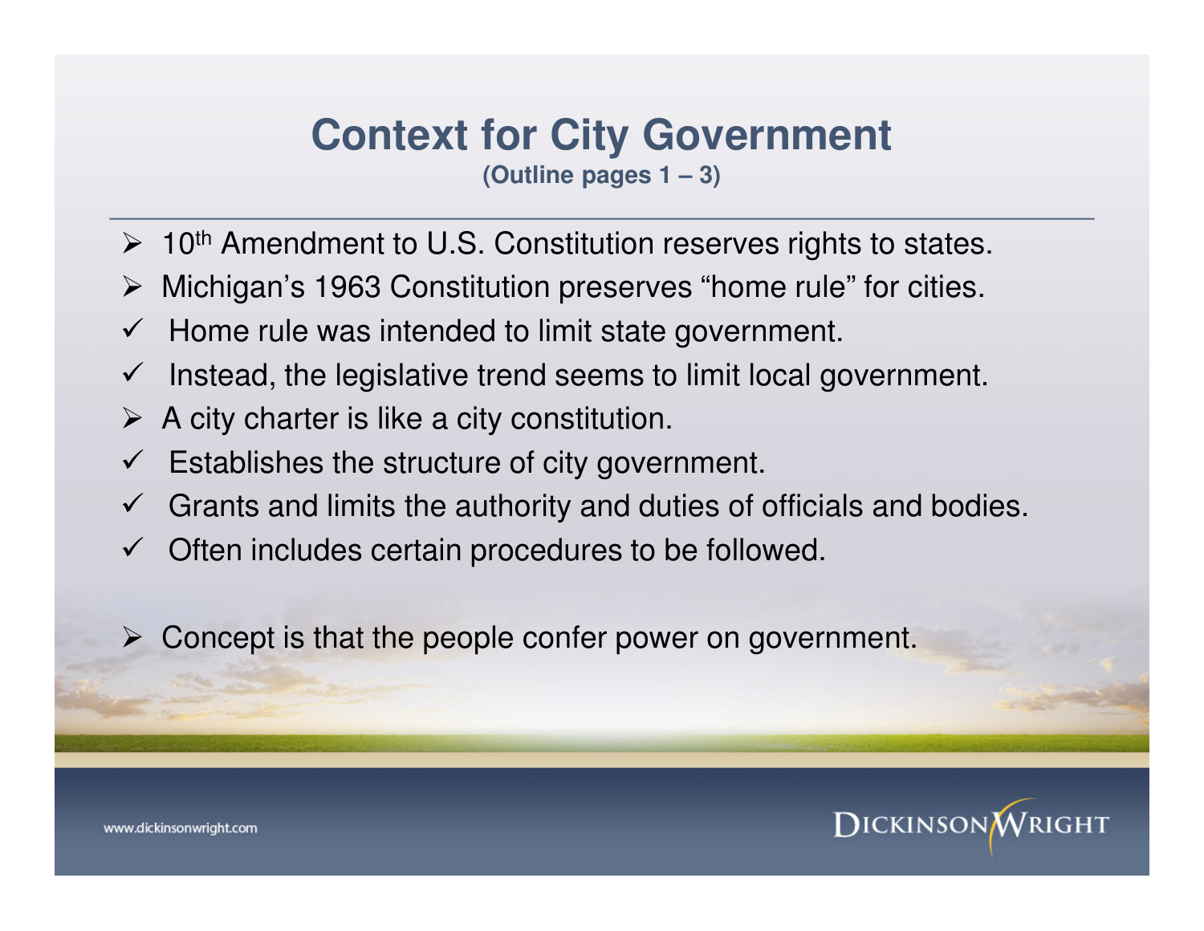# Context for City Government

**(Outline pages 1 – 3)**

- 10th Amendment to U.S. Constitution reserves rights to states.
- Michigan's 1963 Constitution preserves "home rule" for cities.
  - ✓ Home rule was intended to limit state government.
  - ✓ Instead, the legislative trend seems to limit local government.
- A city charter is like a city constitution.
  - ✓ Establishes the structure of city government.
  - ✓ Grants and limits the authority and duties of officials and bodies.
  - ✓ Often includes certain procedures to be followed.
- Concept is that the people confer power on government.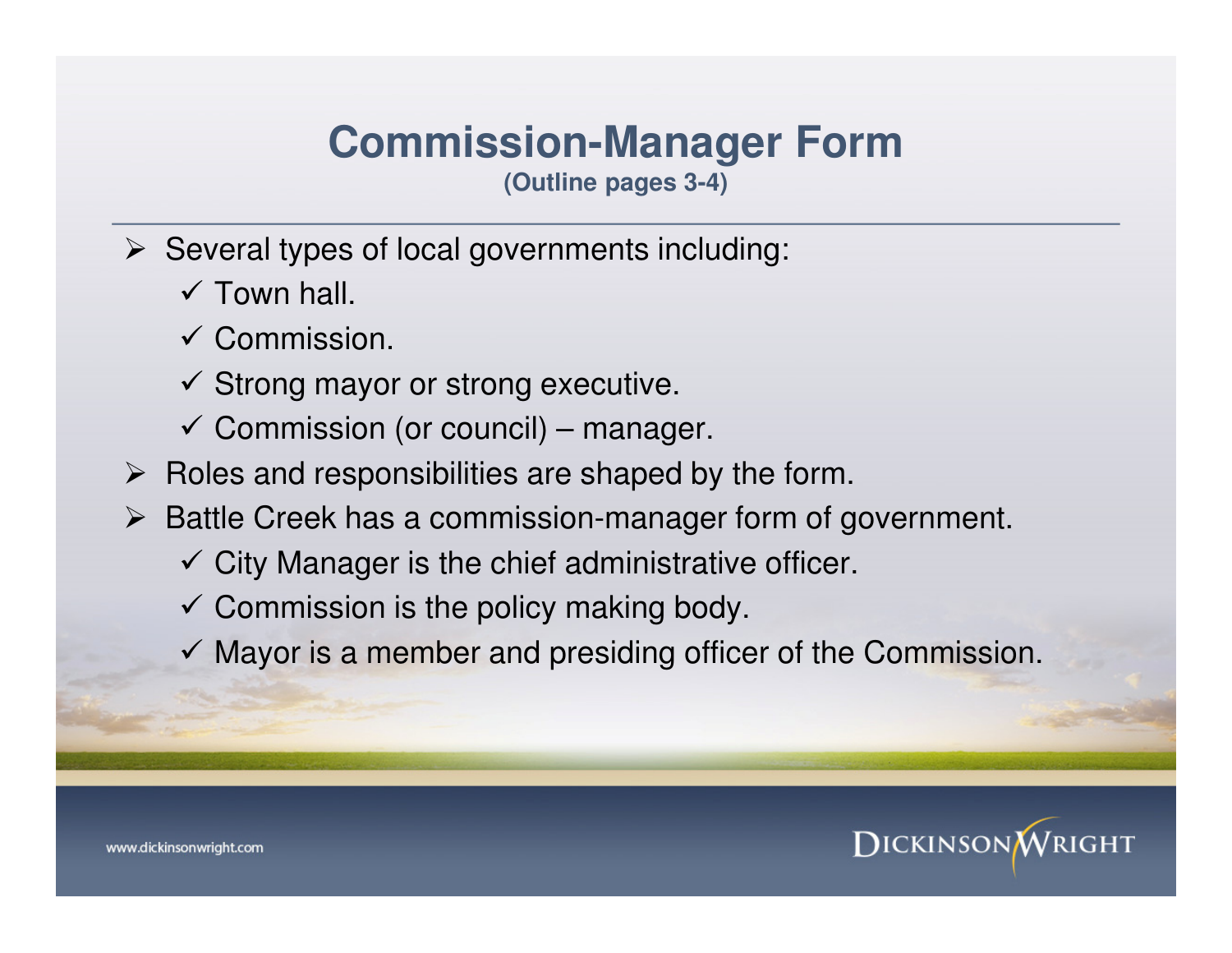# Commission-Manager Form

**(Outline pages 3-4)**

- Several types of local governments including:
  - ✓ Town hall.
  - ✓ Commission.
  - ✓ Strong mayor or strong executive.
  - ✓ Commission (or council) – manager.
- Roles and responsibilities are shaped by the form.
- Battle Creek has a commission-manager form of government.
  - ✓ City Manager is the chief administrative officer.
  - ✓ Commission is the policy making body.
  - ✓ Mayor is a member and presiding officer of the Commission.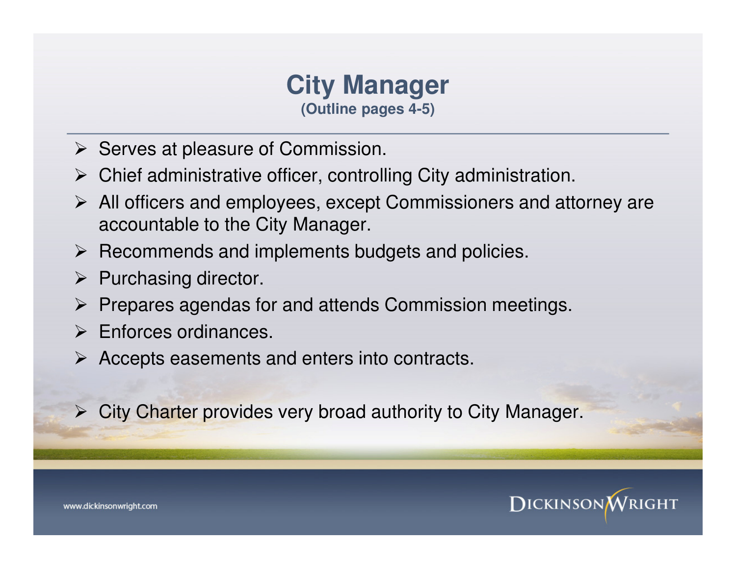# City Manager

**(Outline pages 4-5)**

- Serves at pleasure of Commission.
- Chief administrative officer, controlling City administration.
- All officers and employees, except Commissioners and attorney are accountable to the City Manager.
- Recommends and implements budgets and policies.
- Purchasing director.
- Prepares agendas for and attends Commission meetings.
- Enforces ordinances.
- Accepts easements and enters into contracts.

- City Charter provides very broad authority to City Manager.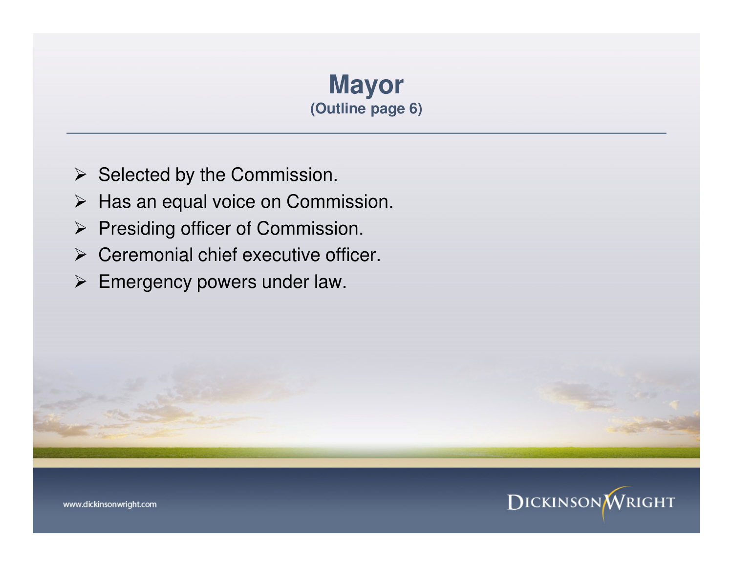# Mayor

**(Outline page 6)**

- Selected by the Commission.
- Has an equal voice on Commission.
- Presiding officer of Commission.
- Ceremonial chief executive officer.
- Emergency powers under law.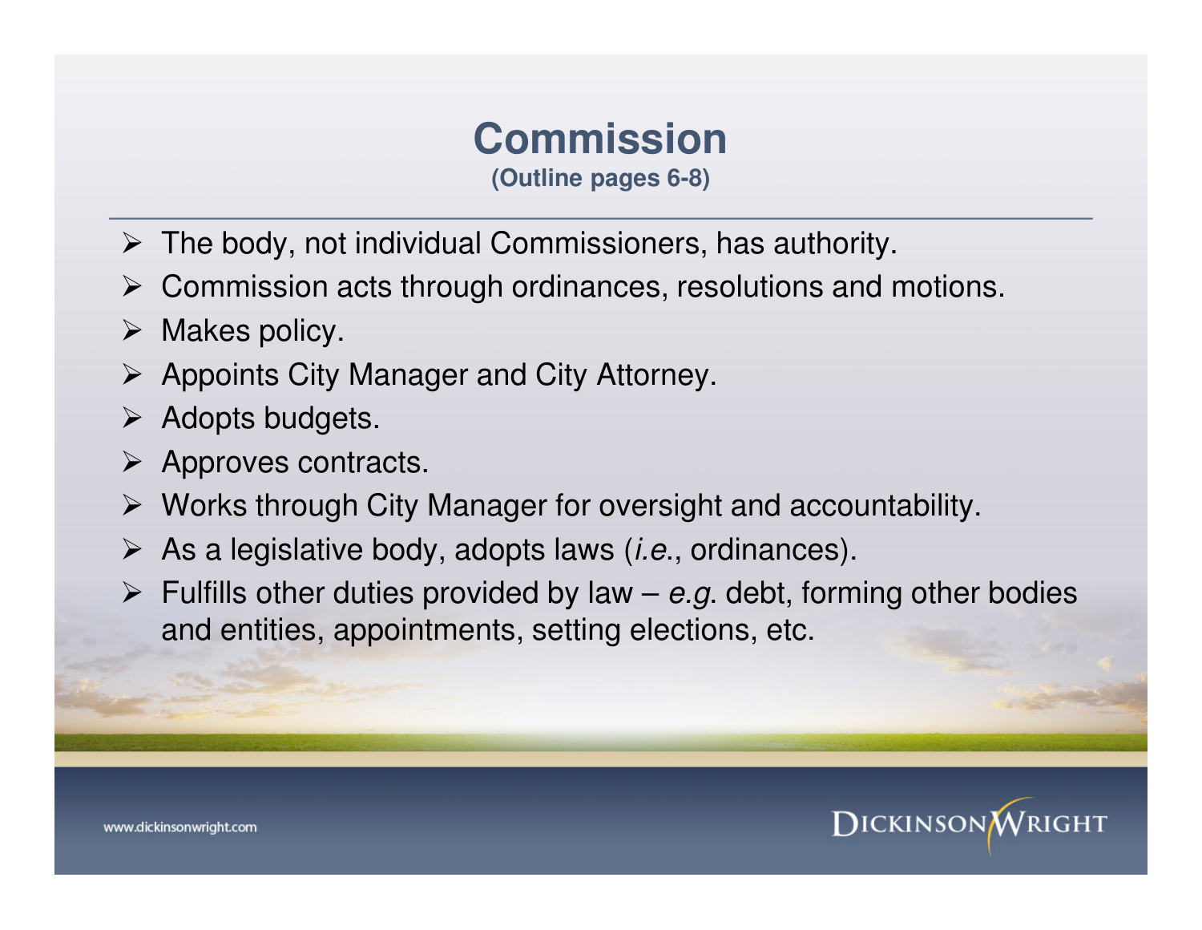# Commission

**(Outline pages 6-8)**

- The body, not individual Commissioners, has authority.
- Commission acts through ordinances, resolutions and motions.
- Makes policy.
- Appoints City Manager and City Attorney.
- Adopts budgets.
- Approves contracts.
- Works through City Manager for oversight and accountability.
- As a legislative body, adopts laws (*i.e.*, ordinances).
- Fulfills other duties provided by law – *e.g*. debt, forming other bodies and entities, appointments, setting elections, etc.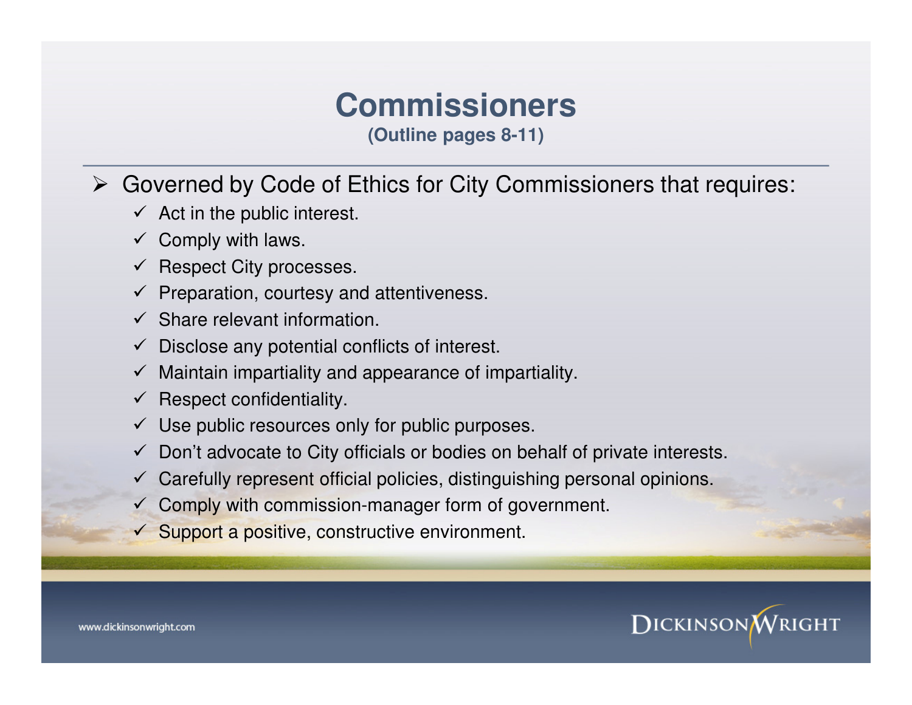# Commissioners

**(Outline pages 8-11)**

- Governed by Code of Ethics for City Commissioners that requires:
  - ✓ Act in the public interest.
  - ✓ Comply with laws.
  - ✓ Respect City processes.
  - ✓ Preparation, courtesy and attentiveness.
  - ✓ Share relevant information.
  - ✓ Disclose any potential conflicts of interest.
  - ✓ Maintain impartiality and appearance of impartiality.
  - ✓ Respect confidentiality.
  - ✓ Use public resources only for public purposes.
  - ✓ Don't advocate to City officials or bodies on behalf of private interests.
  - ✓ Carefully represent official policies, distinguishing personal opinions.
  - ✓ Comply with commission-manager form of government.
  - ✓ Support a positive, constructive environment.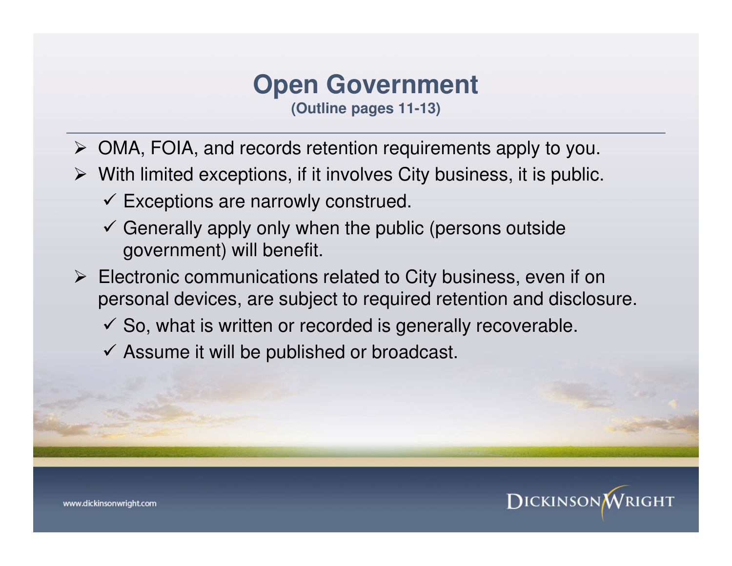# Open Government

**(Outline pages 11-13)**

- OMA, FOIA, and records retention requirements apply to you.
- With limited exceptions, if it involves City business, it is public.
  - ✓ Exceptions are narrowly construed.
  - ✓ Generally apply only when the public (persons outside government) will benefit.
- Electronic communications related to City business, even if on personal devices, are subject to required retention and disclosure.
  - ✓ So, what is written or recorded is generally recoverable.
  - ✓ Assume it will be published or broadcast.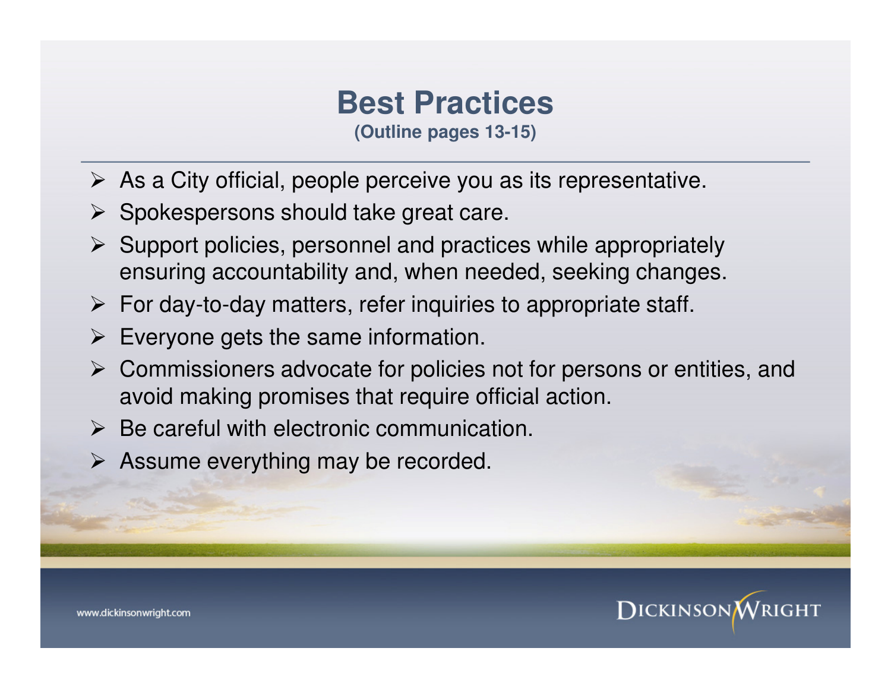# Best Practices

**(Outline pages 13-15)**

- As a City official, people perceive you as its representative.
- Spokespersons should take great care.
- Support policies, personnel and practices while appropriately ensuring accountability and, when needed, seeking changes.
- For day-to-day matters, refer inquiries to appropriate staff.
- Everyone gets the same information.
- Commissioners advocate for policies not for persons or entities, and avoid making promises that require official action.
- Be careful with electronic communication.
- Assume everything may be recorded.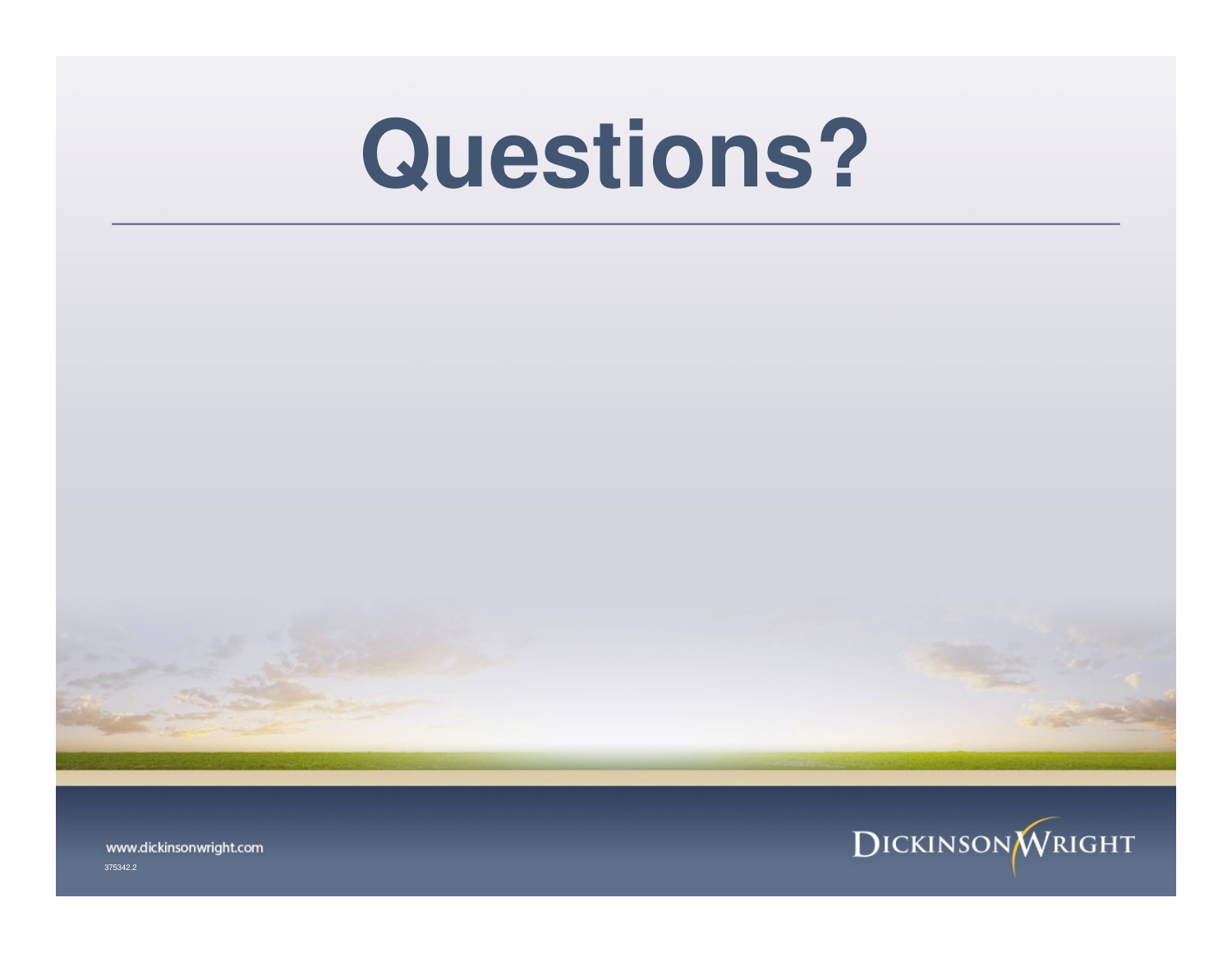# Questions?

www.dickinsonwright.com

375342.2

DICKINSON WRIGHT